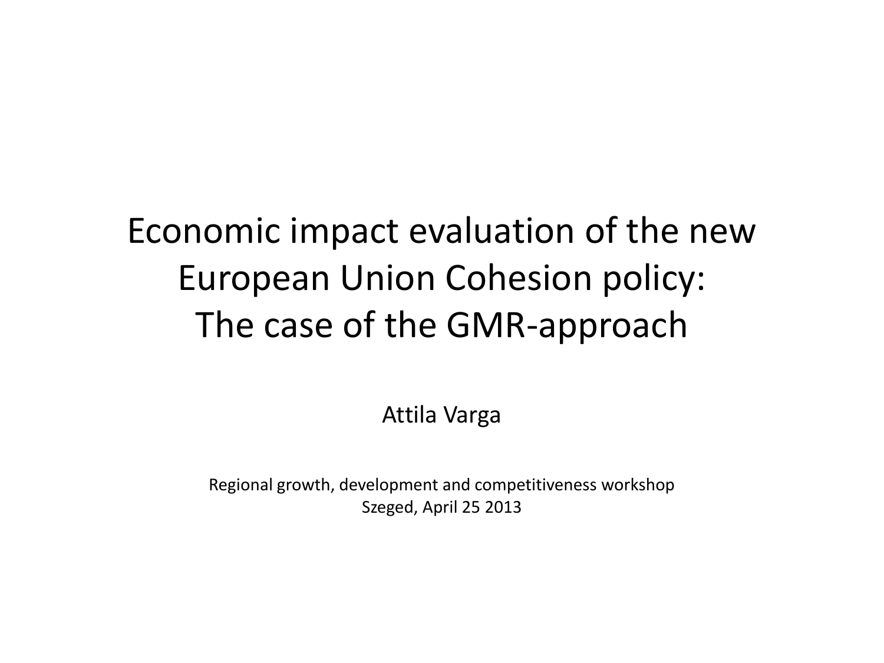# Economic impact evaluation of the new European Union Cohesion policy: The case of the GMR-approach

Attila Varga

Regional growth, development and competitiveness workshop
Szeged, April 25 2013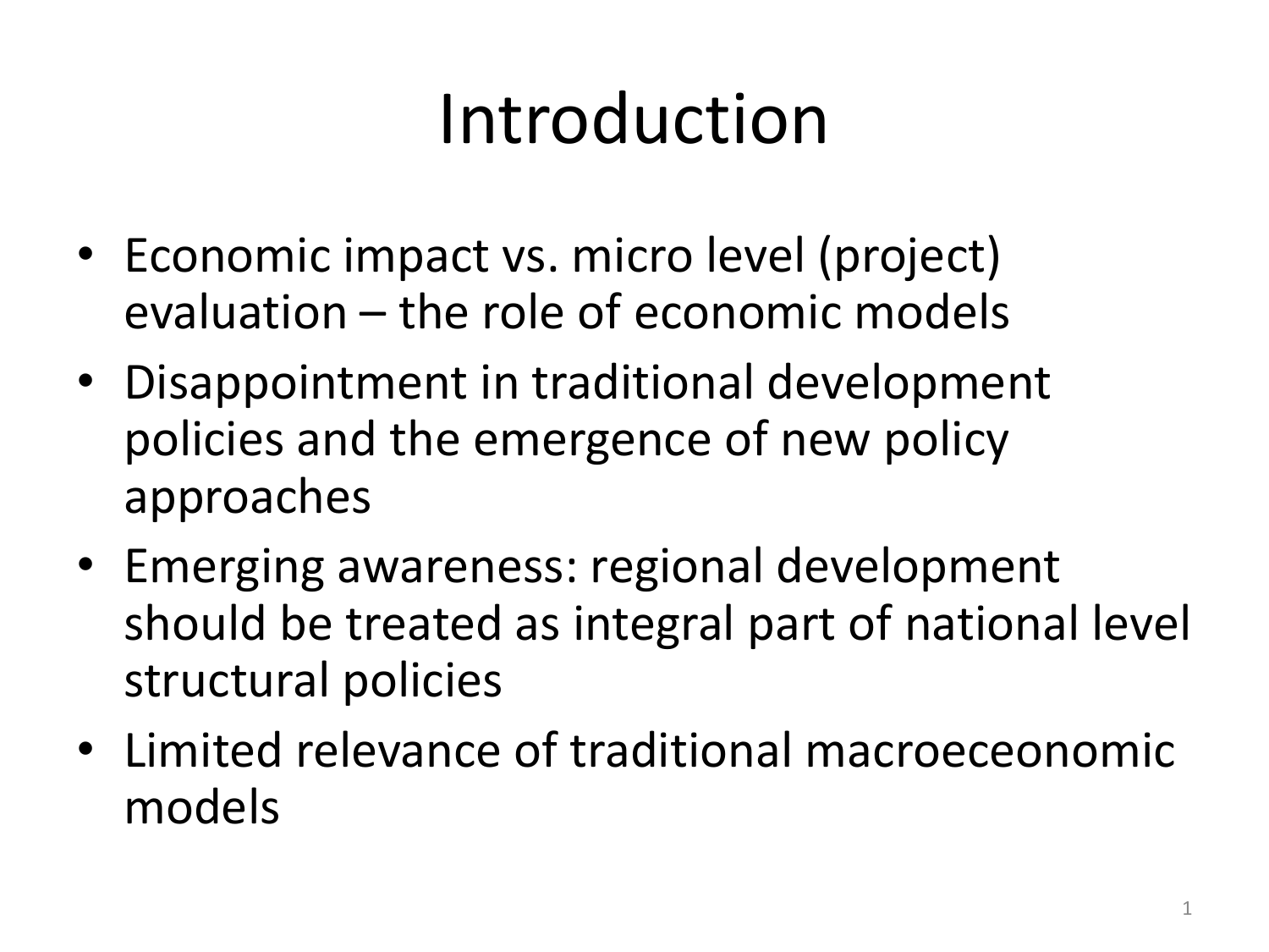# Introduction

- Economic impact vs. micro level (project) evaluation – the role of economic models
- Disappointment in traditional development policies and the emergence of new policy approaches
- Emerging awareness: regional development should be treated as integral part of national level structural policies
- Limited relevance of traditional macroeceonomic models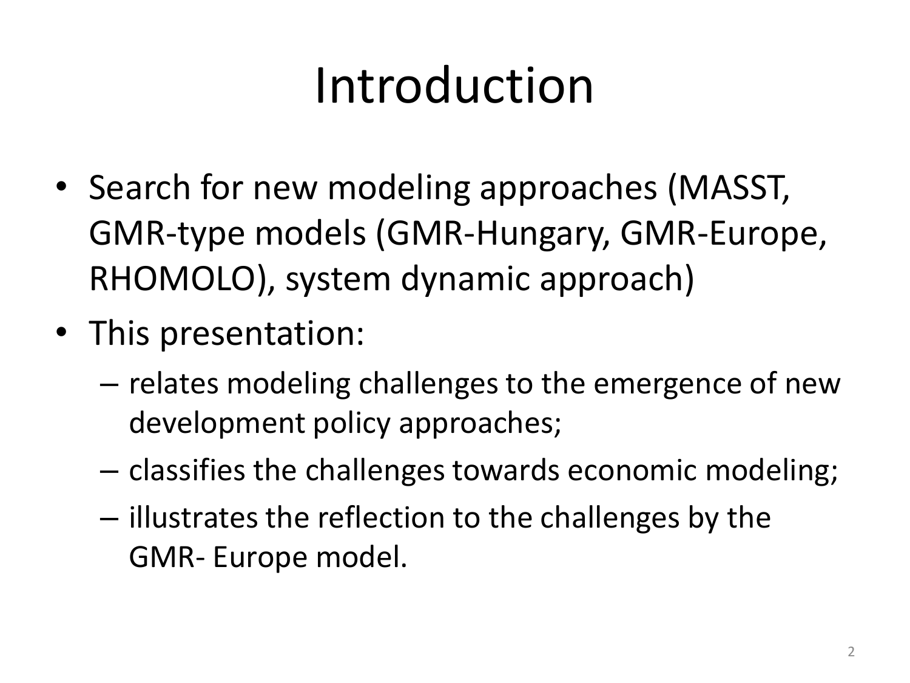# Introduction

- Search for new modeling approaches (MASST, GMR-type models (GMR-Hungary, GMR-Europe, RHOMOLO), system dynamic approach)
- This presentation:
  - relates modeling challenges to the emergence of new development policy approaches;
  - classifies the challenges towards economic modeling;
  - illustrates the reflection to the challenges by the GMR- Europe model.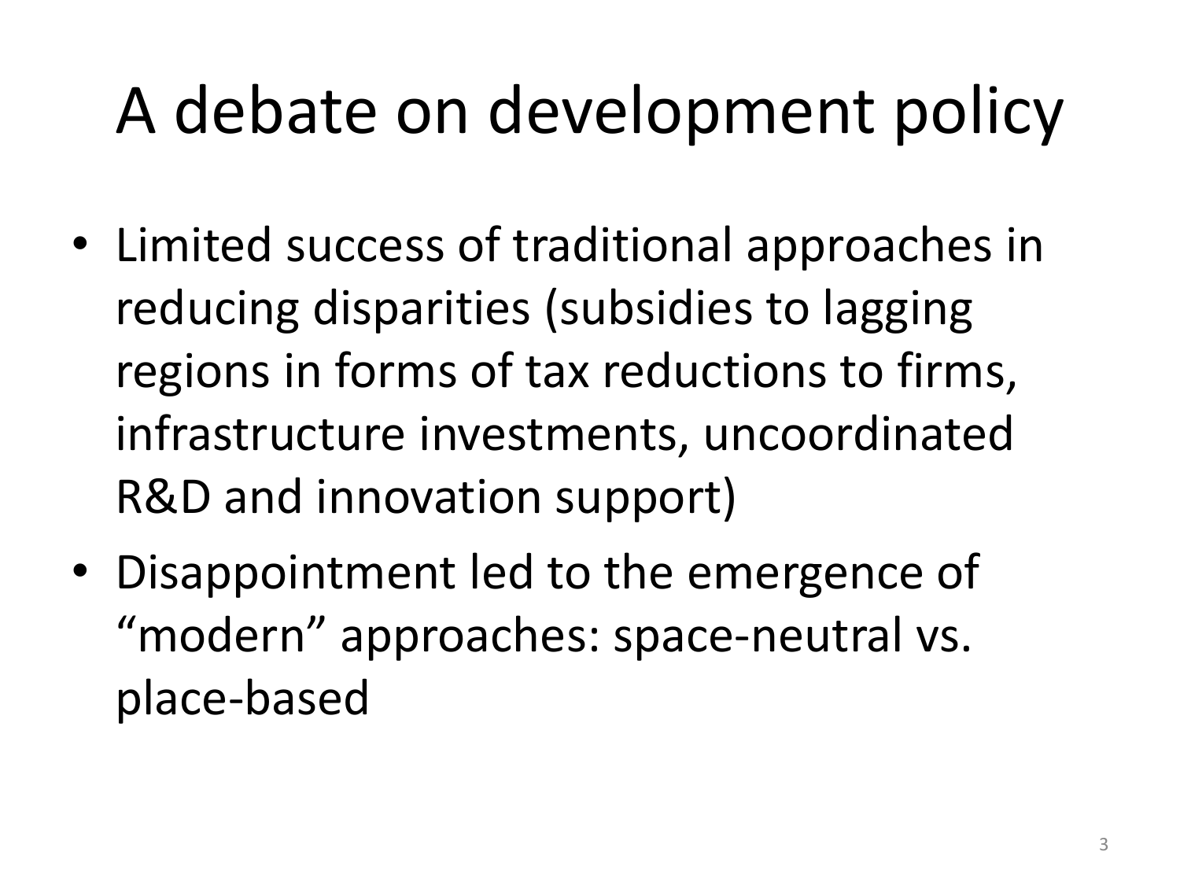# A debate on development policy

- Limited success of traditional approaches in reducing disparities (subsidies to lagging regions in forms of tax reductions to firms, infrastructure investments, uncoordinated R&D and innovation support)
- Disappointment led to the emergence of "modern" approaches: space-neutral vs. place-based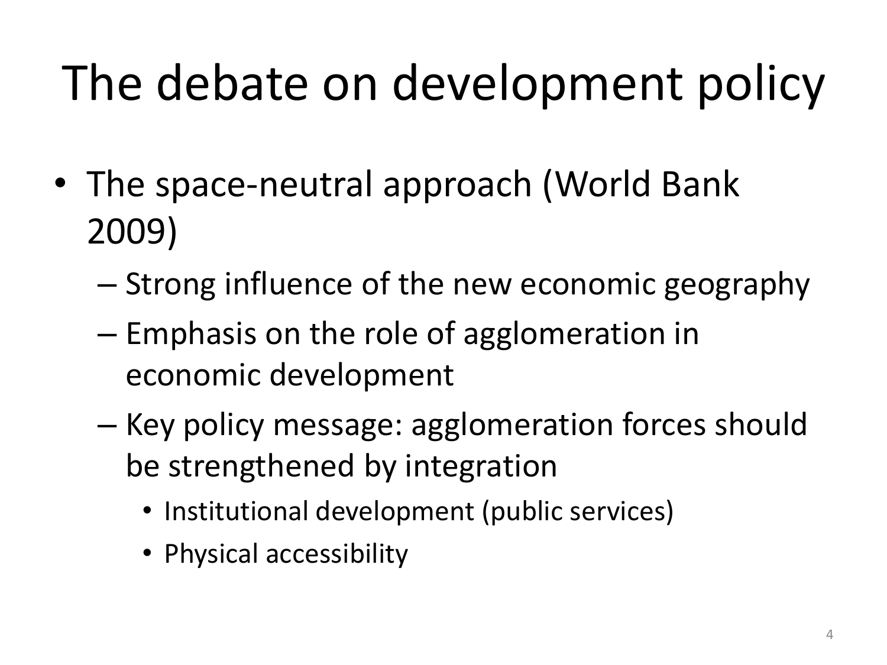# The debate on development policy

- The space-neutral approach (World Bank 2009)
  - Strong influence of the new economic geography
  - Emphasis on the role of agglomeration in economic development
  - Key policy message: agglomeration forces should be strengthened by integration
    - Institutional development (public services)
    - Physical accessibility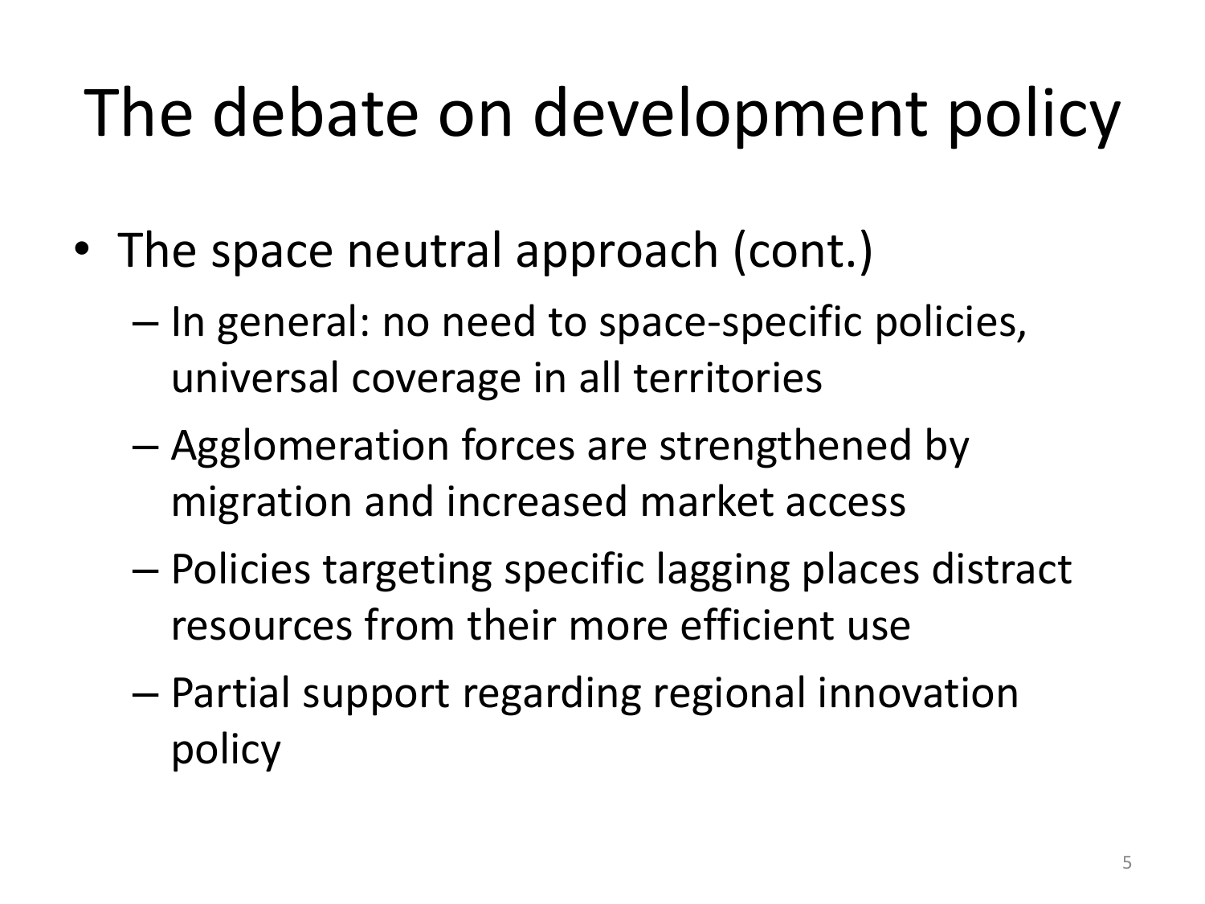# The debate on development policy

- The space neutral approach (cont.)
  - In general: no need to space-specific policies, universal coverage in all territories
  - Agglomeration forces are strengthened by migration and increased market access
  - Policies targeting specific lagging places distract resources from their more efficient use
  - Partial support regarding regional innovation policy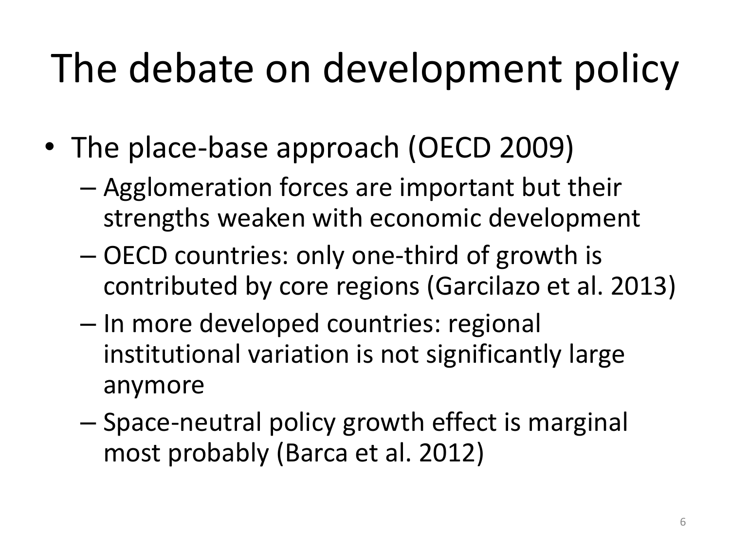# The debate on development policy

- The place-base approach (OECD 2009)
  - Agglomeration forces are important but their strengths weaken with economic development
  - OECD countries: only one-third of growth is contributed by core regions (Garcilazo et al. 2013)
  - In more developed countries: regional institutional variation is not significantly large anymore
  - Space-neutral policy growth effect is marginal most probably (Barca et al. 2012)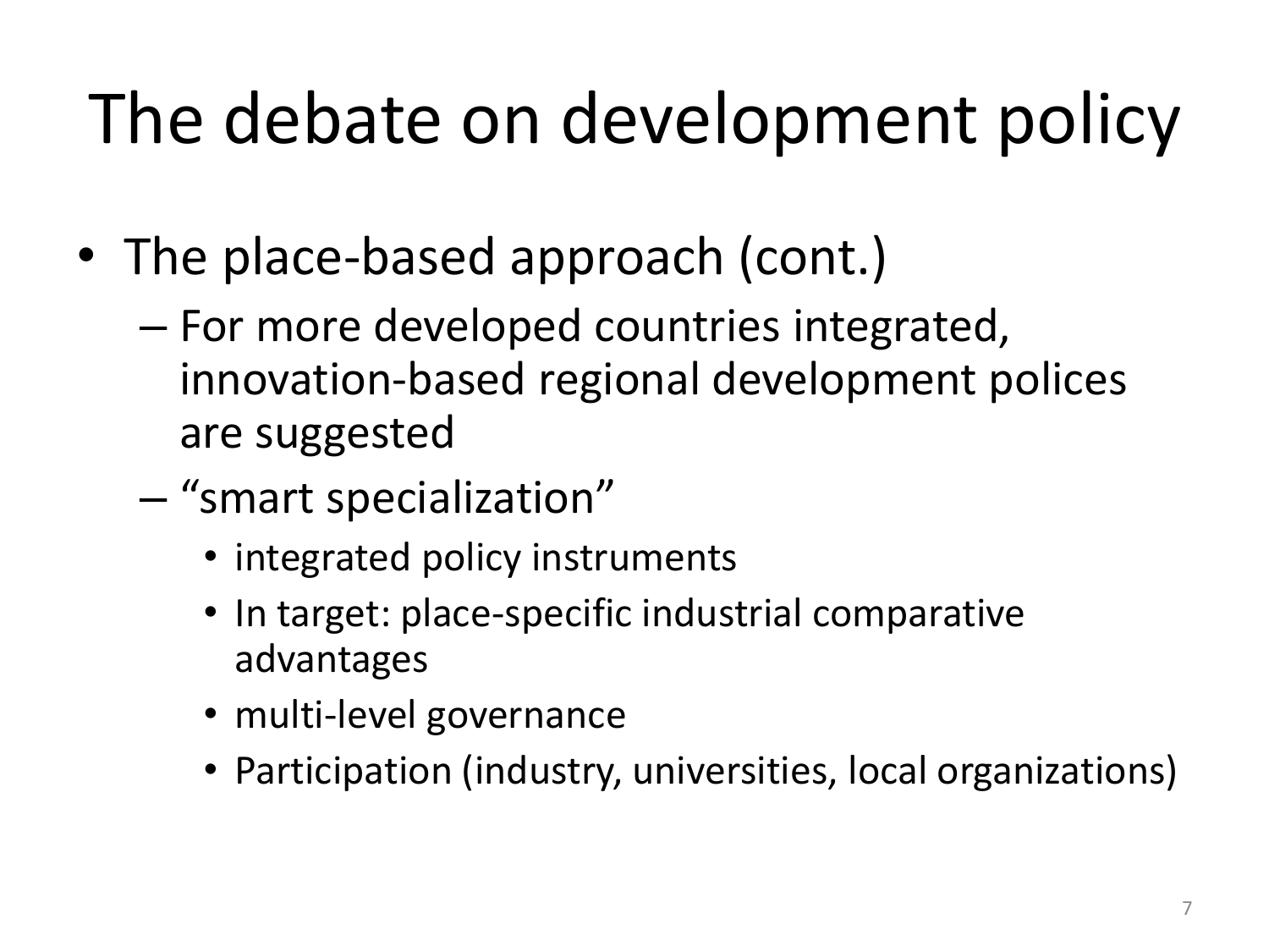# The debate on development policy

- The place-based approach (cont.)
  - For more developed countries integrated, innovation-based regional development polices are suggested
  - “smart specialization”
    - integrated policy instruments
    - In target: place-specific industrial comparative advantages
    - multi-level governance
    - Participation (industry, universities, local organizations)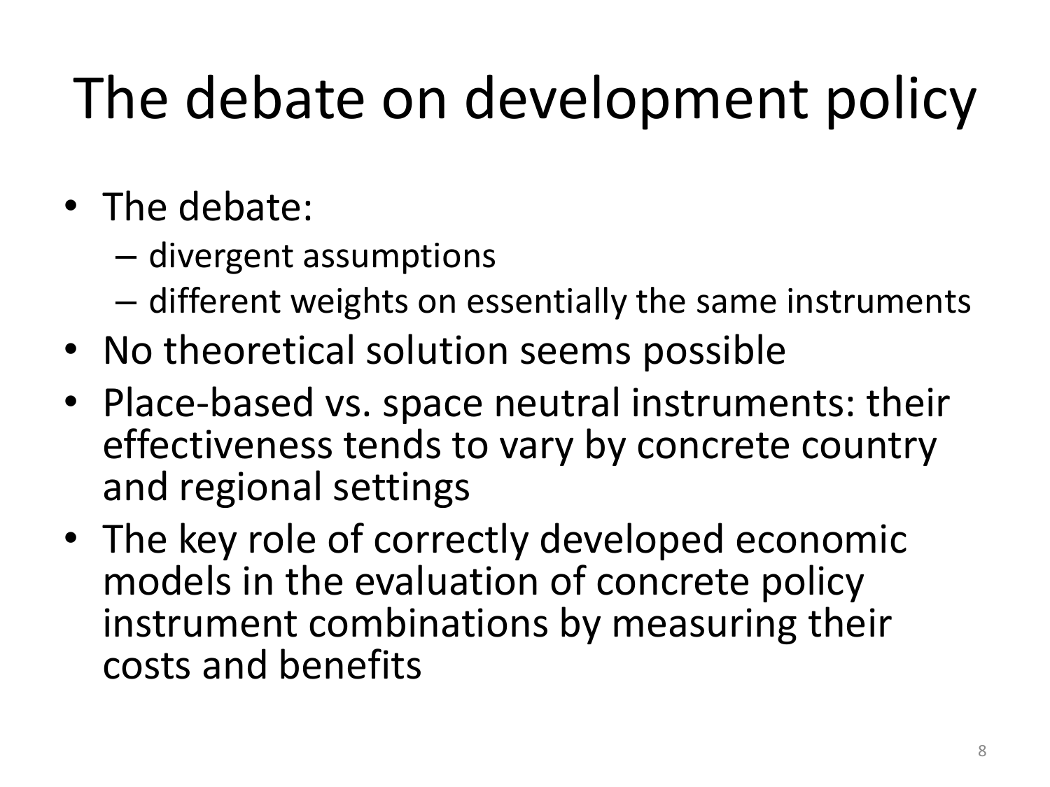# The debate on development policy

- The debate:
  - divergent assumptions
  - different weights on essentially the same instruments
- No theoretical solution seems possible
- Place-based vs. space neutral instruments: their effectiveness tends to vary by concrete country and regional settings
- The key role of correctly developed economic models in the evaluation of concrete policy instrument combinations by measuring their costs and benefits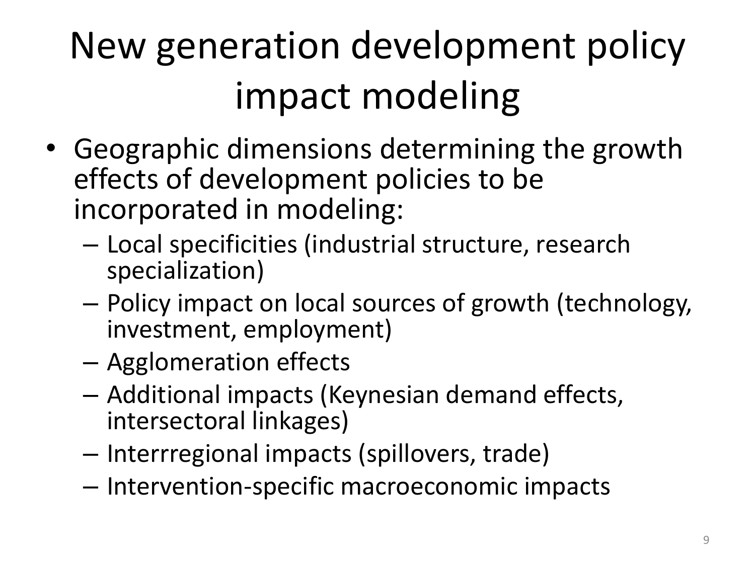# New generation development policy impact modeling

- Geographic dimensions determining the growth effects of development policies to be incorporated in modeling:
  - Local specificities (industrial structure, research specialization)
  - Policy impact on local sources of growth (technology, investment, employment)
  - Agglomeration effects
  - Additional impacts (Keynesian demand effects, intersectoral linkages)
  - Interrregional impacts (spillovers, trade)
  - Intervention-specific macroeconomic impacts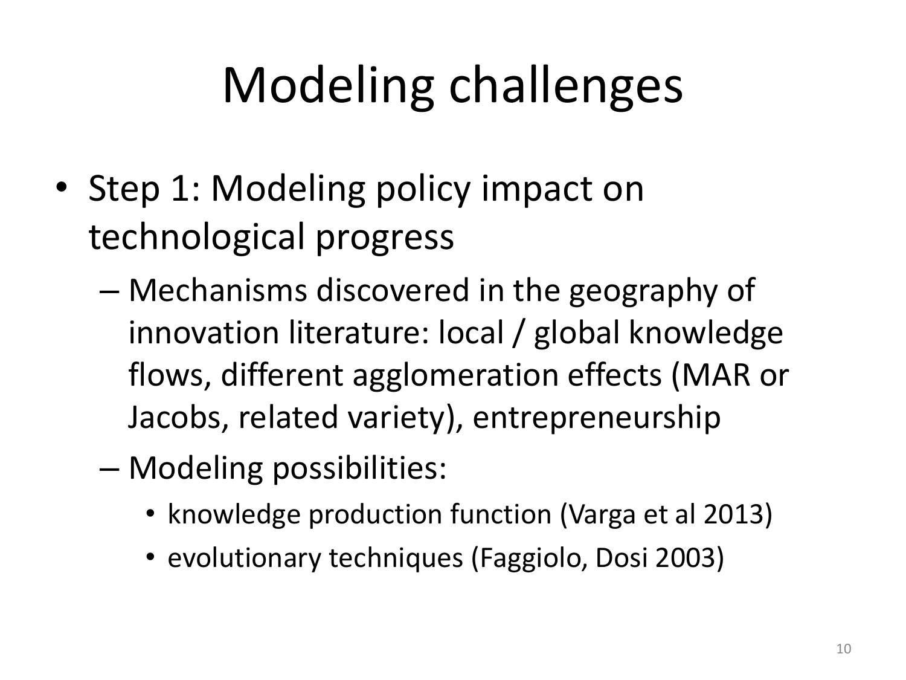# Modeling challenges

- Step 1: Modeling policy impact on technological progress
  - Mechanisms discovered in the geography of innovation literature: local / global knowledge flows, different agglomeration effects (MAR or Jacobs, related variety), entrepreneurship
  - Modeling possibilities:
    - knowledge production function (Varga et al 2013)
    - evolutionary techniques (Faggiolo, Dosi 2003)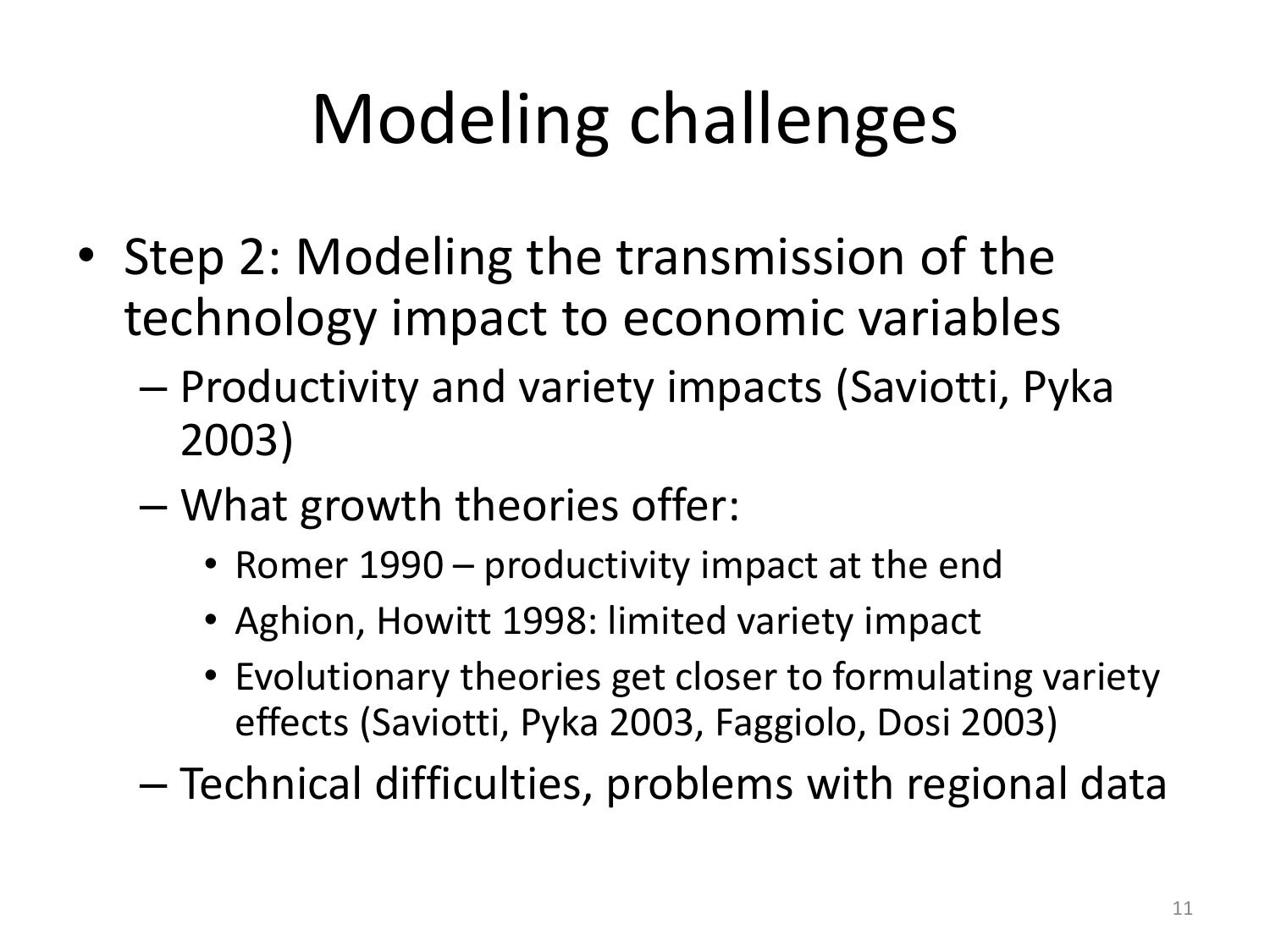# Modeling challenges

- Step 2: Modeling the transmission of the technology impact to economic variables
  - Productivity and variety impacts (Saviotti, Pyka 2003)
  - What growth theories offer:
    - Romer 1990 – productivity impact at the end
    - Aghion, Howitt 1998: limited variety impact
    - Evolutionary theories get closer to formulating variety effects (Saviotti, Pyka 2003, Faggiolo, Dosi 2003)
  - Technical difficulties, problems with regional data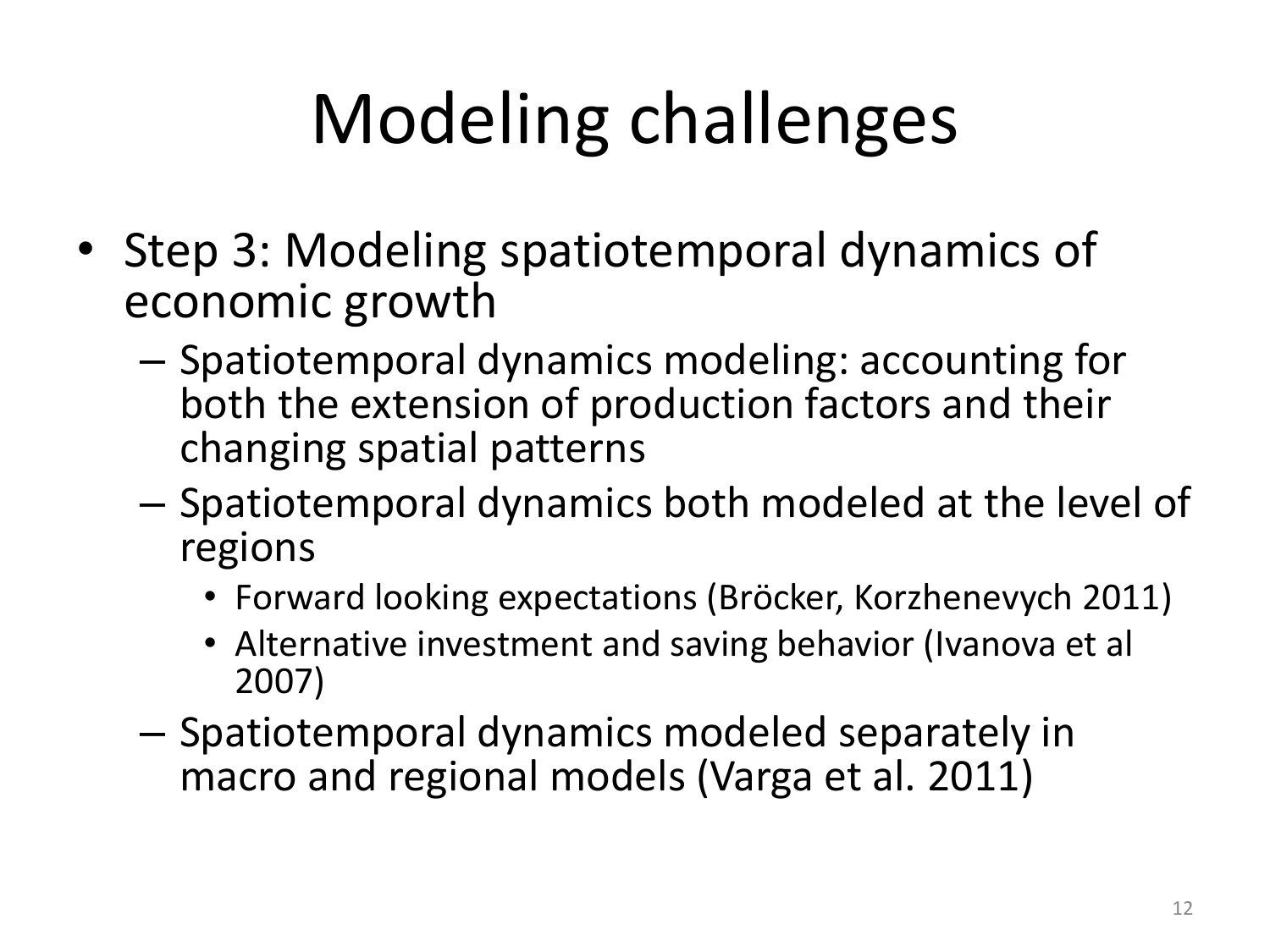# Modeling challenges

- Step 3: Modeling spatiotemporal dynamics of economic growth
  - Spatiotemporal dynamics modeling: accounting for both the extension of production factors and their changing spatial patterns
  - Spatiotemporal dynamics both modeled at the level of regions
    - Forward looking expectations (Bröcker, Korzhenevych 2011)
    - Alternative investment and saving behavior (Ivanova et al 2007)
  - Spatiotemporal dynamics modeled separately in macro and regional models (Varga et al. 2011)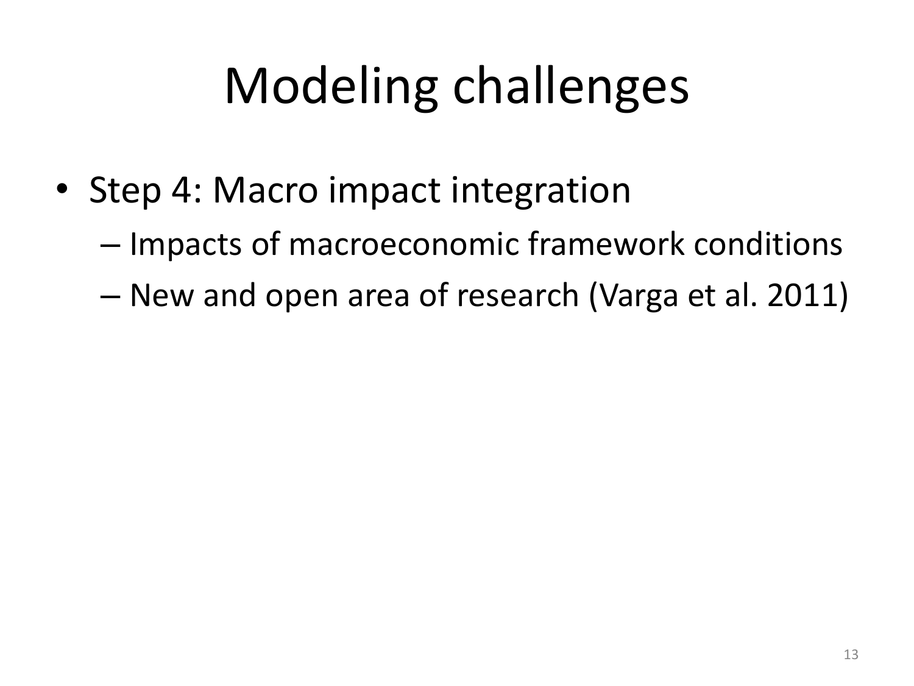# Modeling challenges

- Step 4: Macro impact integration
  - Impacts of macroeconomic framework conditions
  - New and open area of research (Varga et al. 2011)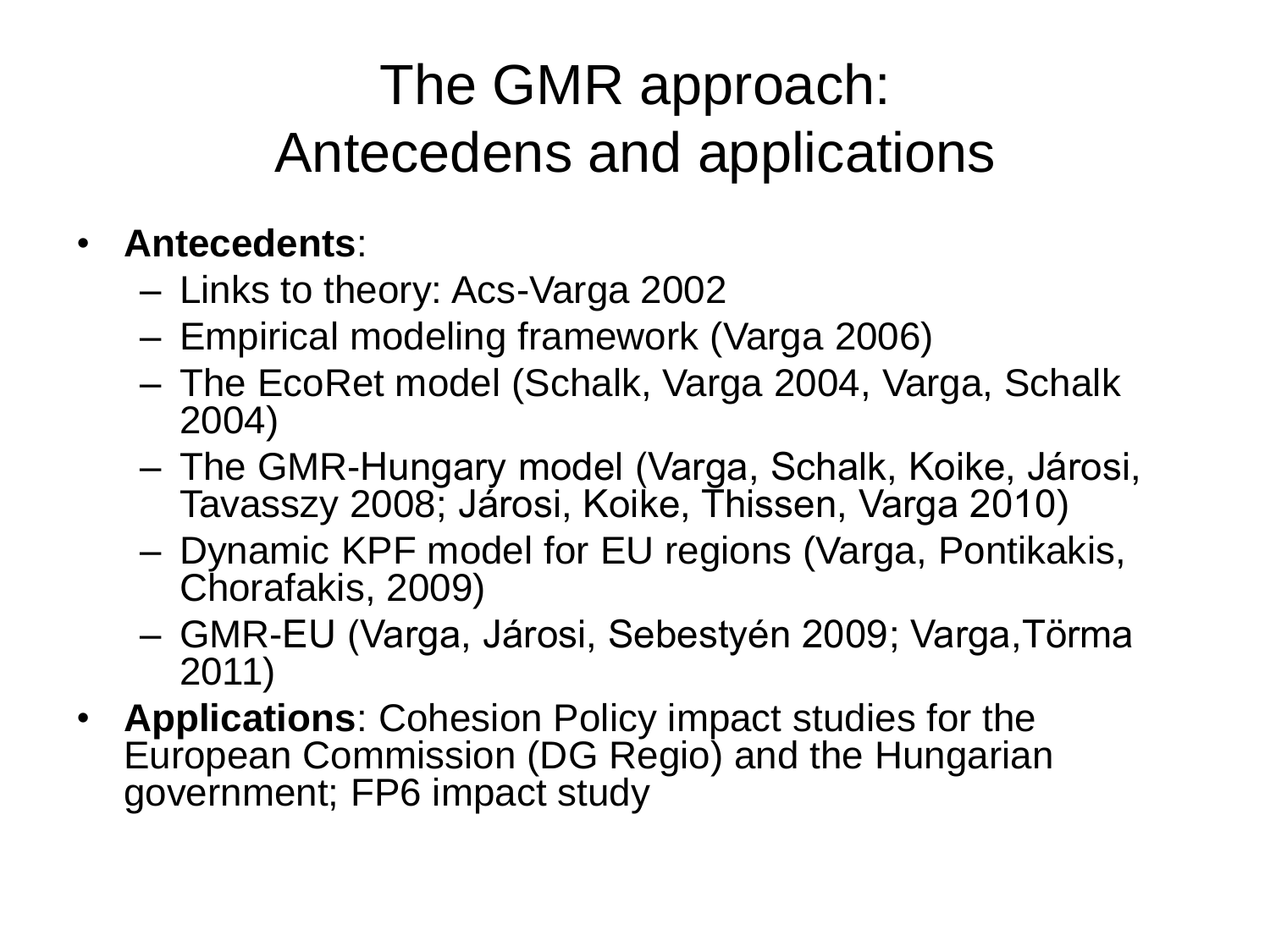# The GMR approach: Antecedens and applications

- **Antecedents**:
  - Links to theory: Acs-Varga 2002
  - Empirical modeling framework (Varga 2006)
  - The EcoRet model (Schalk, Varga 2004, Varga, Schalk 2004)
  - The GMR-Hungary model (Varga, Schalk, Koike, Járosi, Tavasszy 2008; Járosi, Koike, Thissen, Varga 2010)
  - Dynamic KPF model for EU regions (Varga, Pontikakis, Chorafakis, 2009)
  - GMR-EU (Varga, Járosi, Sebestyén 2009; Varga,Törma 2011)
- **Applications**: Cohesion Policy impact studies for the European Commission (DG Regio) and the Hungarian government; FP6 impact study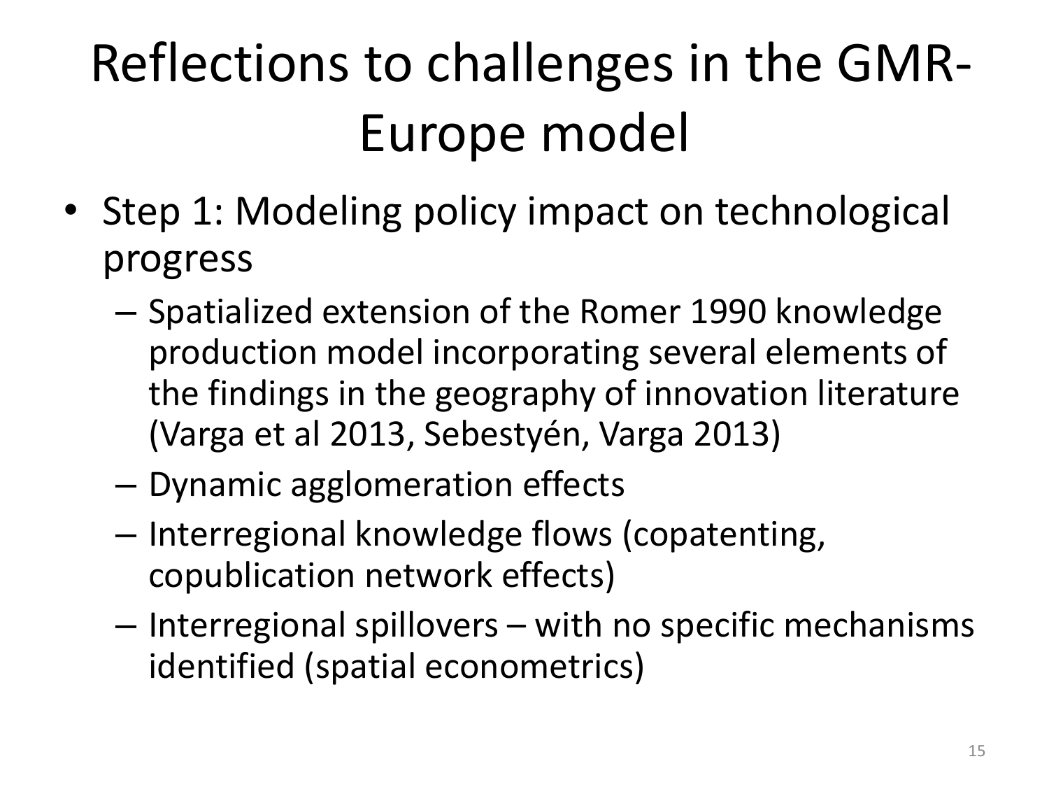# Reflections to challenges in the GMR-Europe model

- Step 1: Modeling policy impact on technological progress
  - Spatialized extension of the Romer 1990 knowledge production model incorporating several elements of the findings in the geography of innovation literature (Varga et al 2013, Sebestyén, Varga 2013)
  - Dynamic agglomeration effects
  - Interregional knowledge flows (copatenting, copublication network effects)
  - Interregional spillovers – with no specific mechanisms identified (spatial econometrics)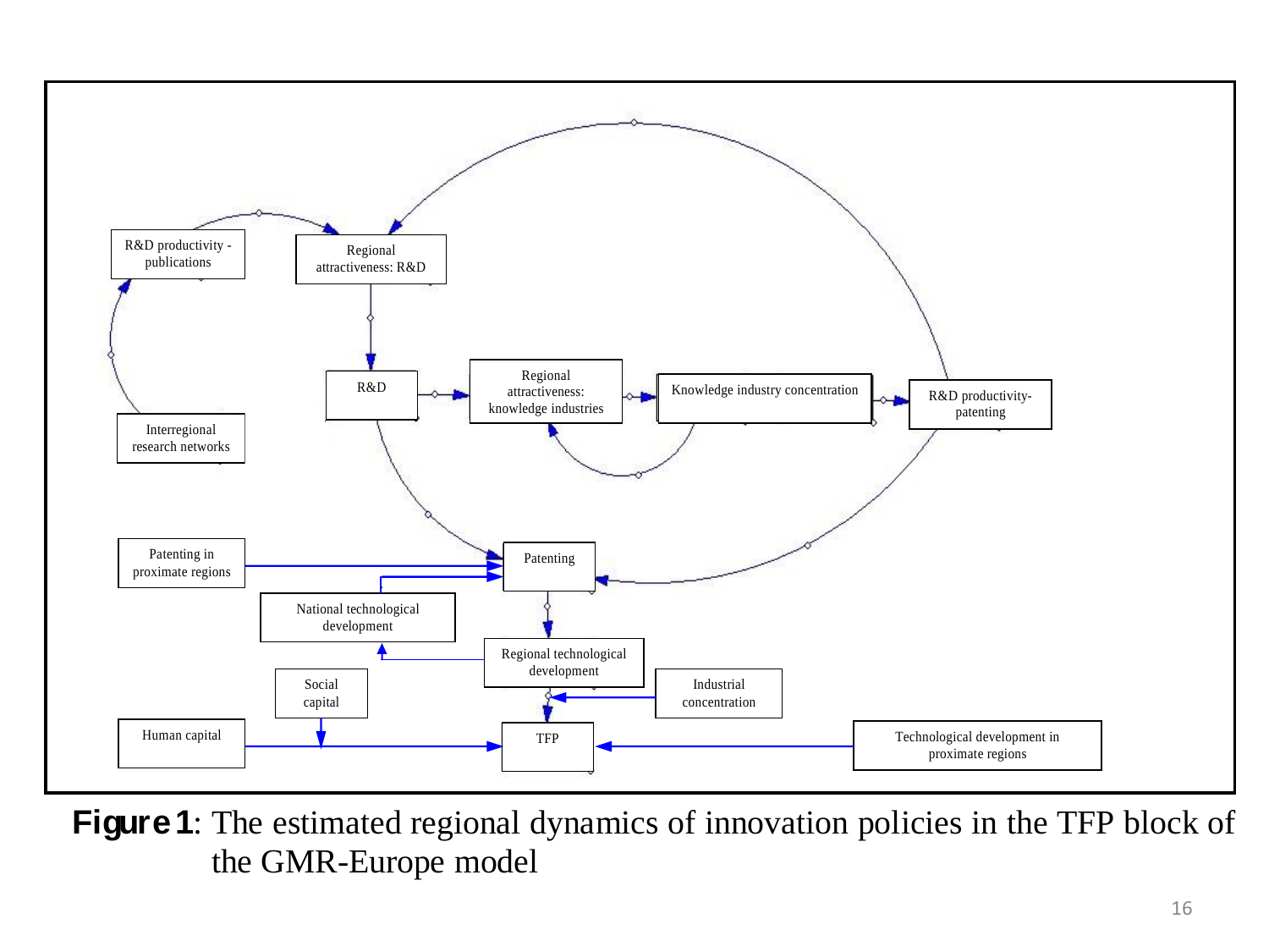R&D productivity - publications

Regional attractiveness: R&D

R&D

Regional attractiveness: knowledge industries

Knowledge industry concentration

R&D productivity- patenting

Interregional research networks

Patenting in proximate regions

Patenting

National technological development

Regional technological development

Social capital

Industrial concentration

Human capital

TFP

Technological development in proximate regions

**Figure 1**: The estimated regional dynamics of innovation policies in the TFP block of the GMR-Europe model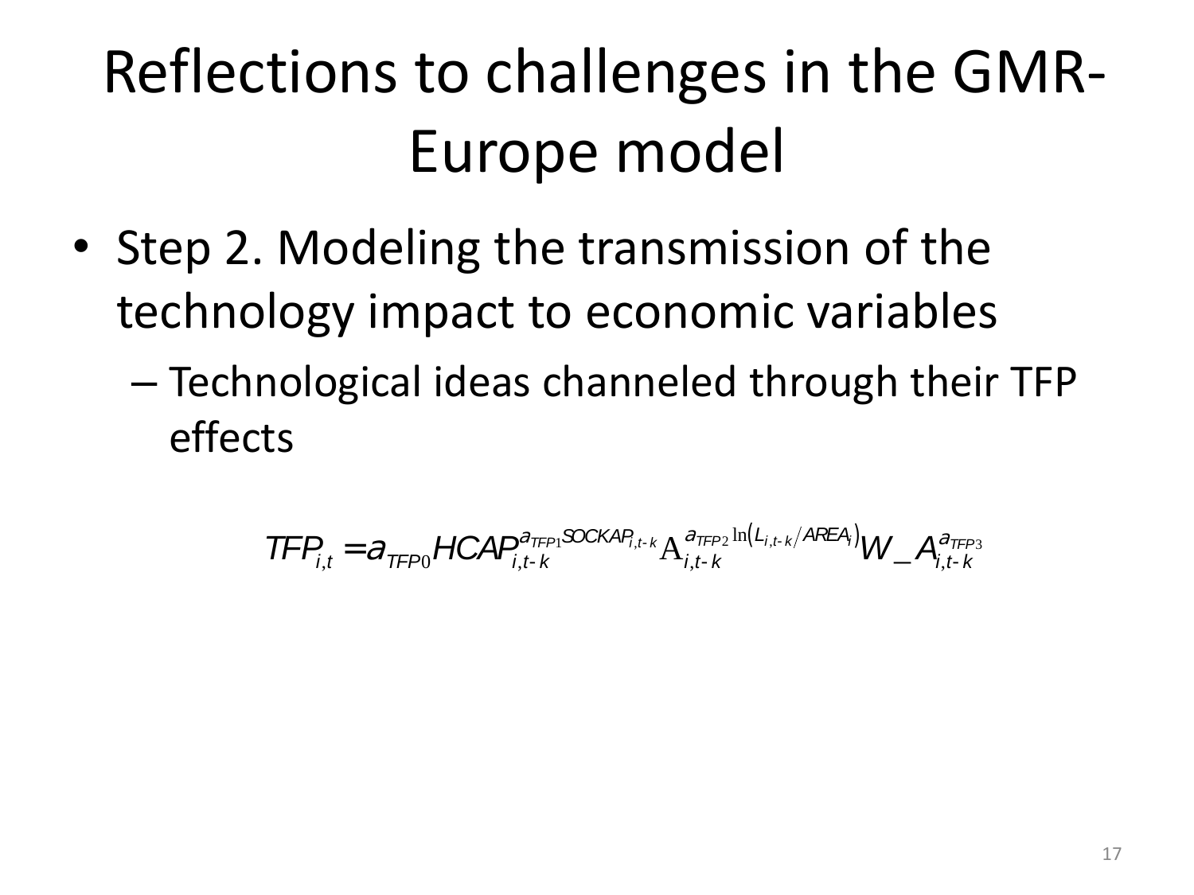# Reflections to challenges in the GMR-Europe model

- Step 2. Modeling the transmission of the technology impact to economic variables
  - Technological ideas channeled through their TFP effects

$$TFP_{i,t} = a_{TFP0} HCAP_{i,t-k}^{a_{TFP1} SOCKAP_{i,t-k}} \mathrm{A}_{i,t-k}^{a_{TFP2} \ln\left(L_{i,t-k}/AREA_i\right)} W\_A_{i,t-k}^{a_{TFP3}}$$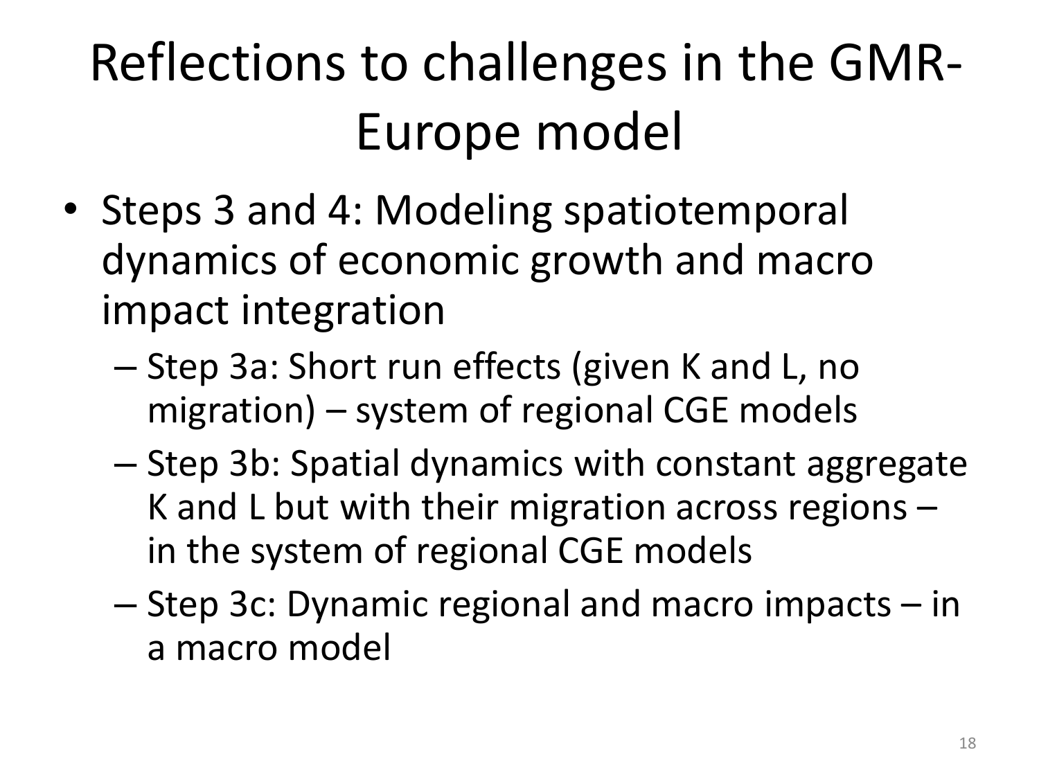# Reflections to challenges in the GMR-Europe model

- Steps 3 and 4: Modeling spatiotemporal dynamics of economic growth and macro impact integration
  - Step 3a: Short run effects (given K and L, no migration) – system of regional CGE models
  - Step 3b: Spatial dynamics with constant aggregate K and L but with their migration across regions – in the system of regional CGE models
  - Step 3c: Dynamic regional and macro impacts – in a macro model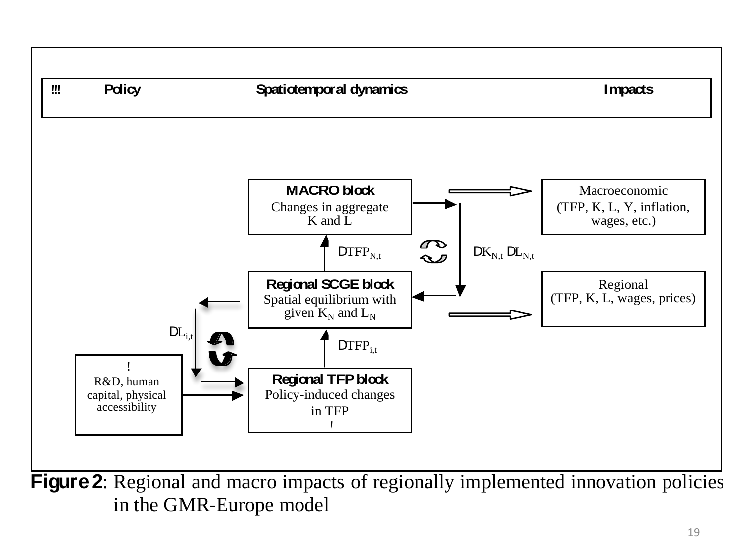| !!! | Policy | Spatiotemporal dynamics | Impacts |
| --- | --- | --- | --- |

**MACRO block**
Changes in aggregate K and L

**Regional SCGE block**
Spatial equilibrium with given $K_N$ and $L_N$

**Regional TFP block**
Policy-induced changes in TFP

R&D, human capital, physical accessibility

$DTFP_{N,t}$

$DK_{N,t}$ $DL_{N,t}$

$DL_{i,t}$

$DTFP_{i,t}$

Macroeconomic
(TFP, K, L, Y, inflation, wages, etc.)

Regional
(TFP, K, L, wages, prices)

**Figure 2**: Regional and macro impacts of regionally implemented innovation policies in the GMR-Europe model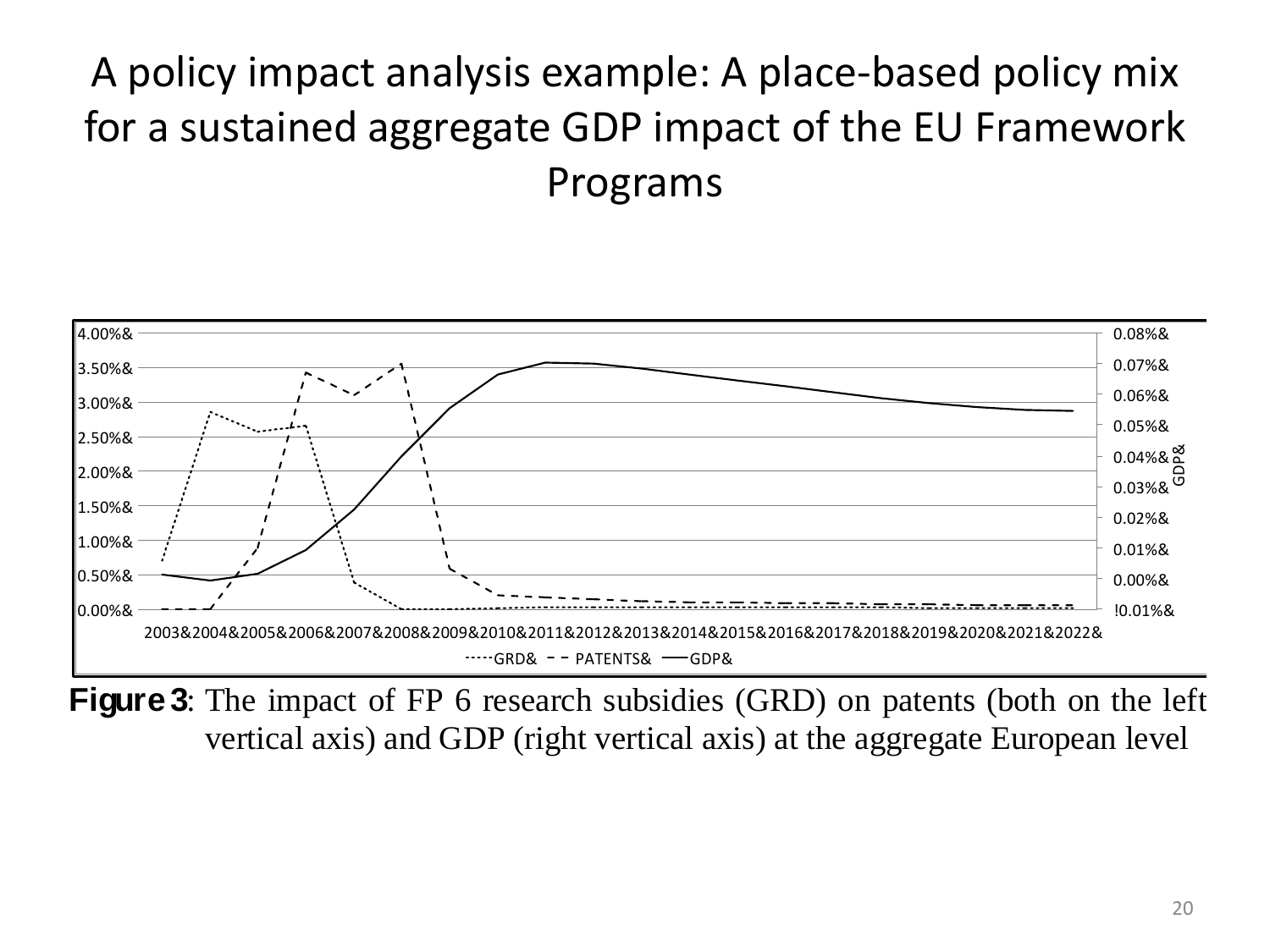# A policy impact analysis example: A place-based policy mix for a sustained aggregate GDP impact of the EU Framework Programs

**Figure 3**: The impact of FP 6 research subsidies (GRD) on patents (both on the left vertical axis) and GDP (right vertical axis) at the aggregate European level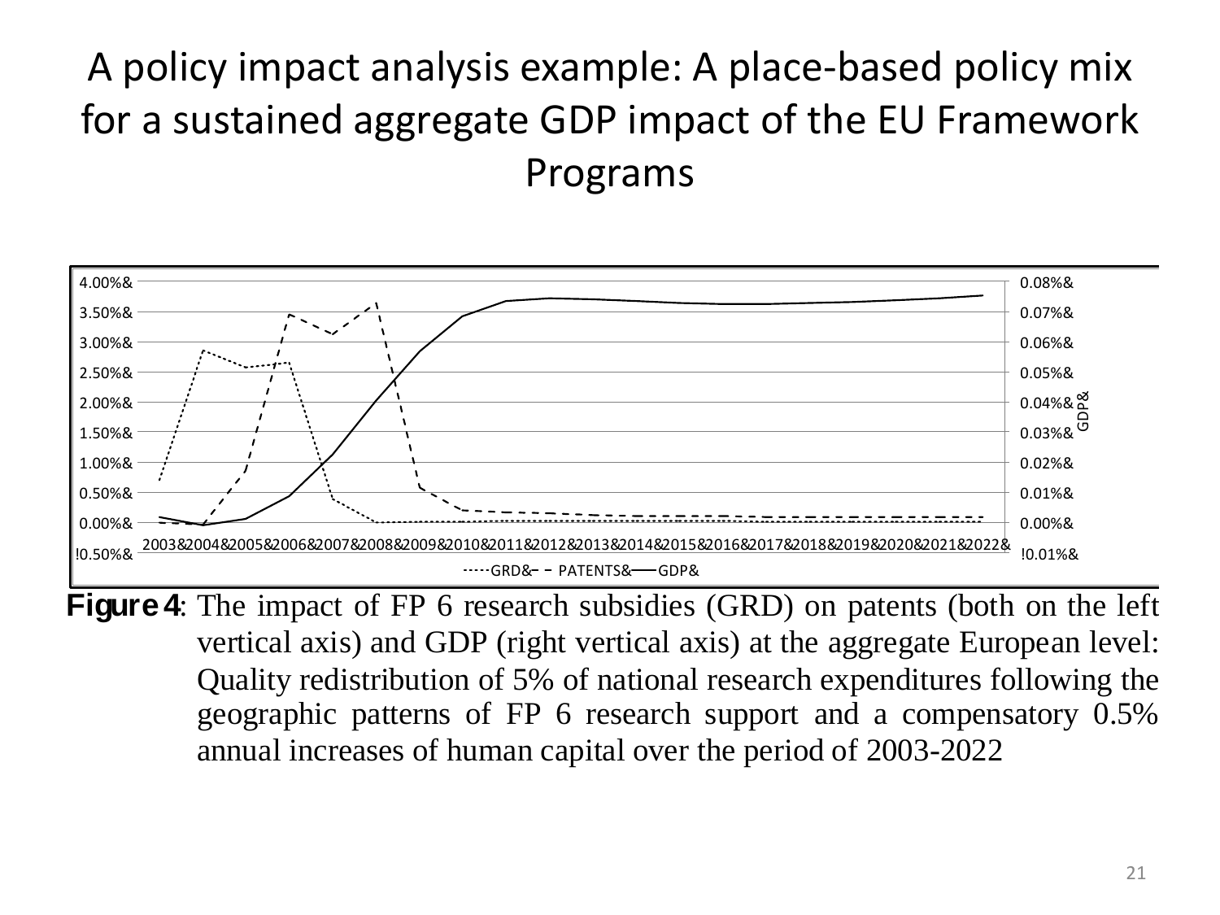# A policy impact analysis example: A place-based policy mix for a sustained aggregate GDP impact of the EU Framework Programs

4.00%&
3.50%&
3.00%&
2.50%&
2.00%&
1.50%&
1.00%&
0.50%&
0.00%&
!0.50%&

0.08%&
0.07%&
0.06%&
0.05%&
0.04%&
0.03%&
0.02%&
0.01%&
0.00%&
!0.01%&

GDP&

2003& 2004& 2005& 2006& 2007& 2008& 2009& 2010& 2011& 2012& 2013& 2014& 2015& 2016& 2017& 2018& 2019& 2020& 2021& 2022&

GRD& PATENTS& GDP&

**Figure 4**: The impact of FP 6 research subsidies (GRD) on patents (both on the left vertical axis) and GDP (right vertical axis) at the aggregate European level: Quality redistribution of 5% of national research expenditures following the geographic patterns of FP 6 research support and a compensatory 0.5% annual increases of human capital over the period of 2003-2022